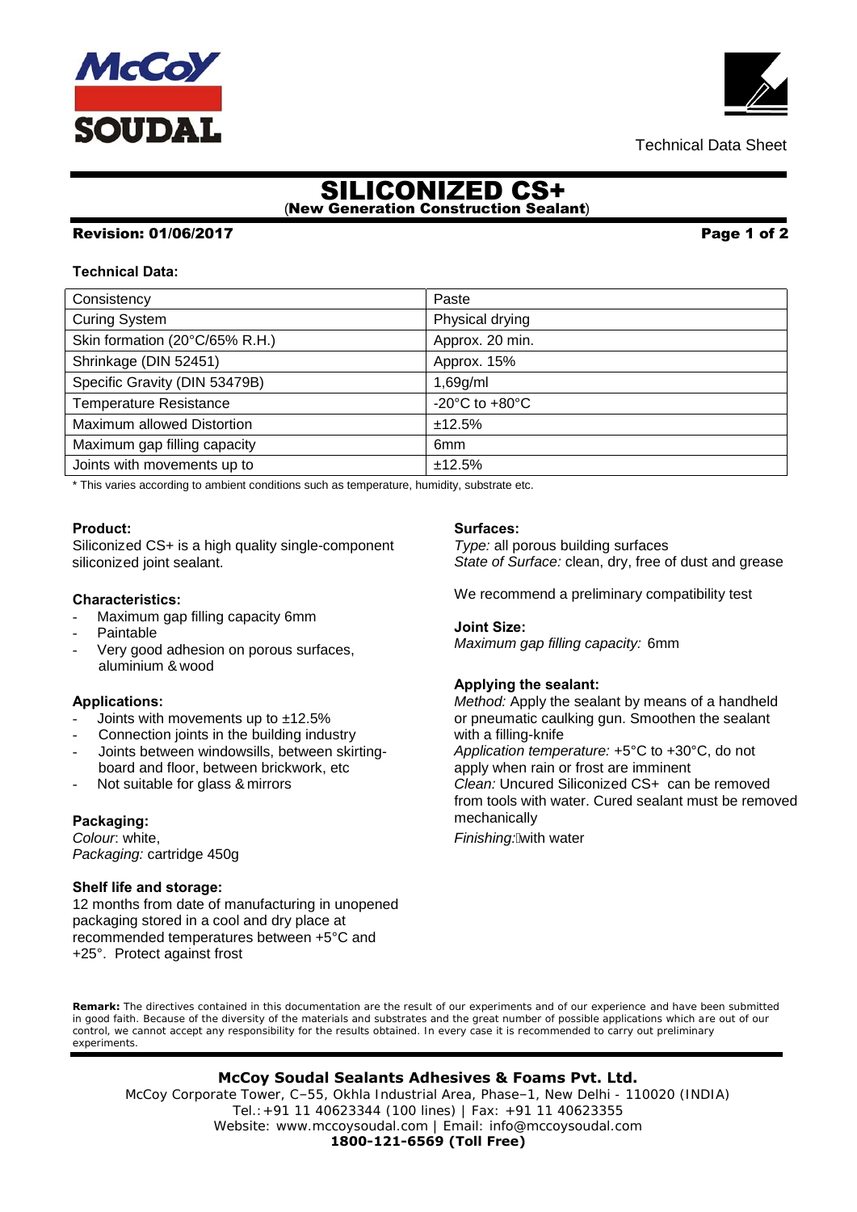Technical Data Sheet

# SILICONIZED CS+

**(New Generation Construction Sealant)**

**Revision: 01/06/2017**

**Technical Data:**

| Consistency | Paste |
|---|---|
| Curing System | Physical drying |
| Skin formation (20°C/65% R.H.) | Approx. 20 min. |
| Shrinkage (DIN 52451) | Approx. 15% |
| Specific Gravity (DIN 53479B) | 1,69g/ml |
| Temperature Resistance | -20°C to +80°C |
| Maximum allowed Distortion | ±12.5% |
| Maximum gap filling capacity | 6mm |
| Joints with movements up to | ±12.5% |

* This varies according to ambient conditions such as temperature, humidity, substrate etc.

**Product:**

Siliconized CS+ is a high quality single-component siliconized joint sealant.

**Characteristics:**

- Maximum gap filling capacity 6mm
- Paintable
- Very good adhesion on porous surfaces, aluminium & wood

**Applications:**

- Joints with movements up to ±12.5%
- Connection joints in the building industry
- Joints between windowsills, between skirting-board and floor, between brickwork, etc
- Not suitable for glass & mirrors

**Packaging:**

*Colour*: white,
*Packaging:* cartridge 450g

**Shelf life and storage:**

12 months from date of manufacturing in unopened packaging stored in a cool and dry place at recommended temperatures between +5°C and +25°. Protect against frost

**Surfaces:**

*Type:* all porous building surfaces
*State of Surface:* clean, dry, free of dust and grease

We recommend a preliminary compatibility test

**Joint Size:**

*Maximum gap filling capacity:* 6mm

**Applying the sealant:**

*Method:* Apply the sealant by means of a handheld or pneumatic caulking gun. Smoothen the sealant with a filling-knife
*Application temperature:* +5°C to +30°C, do not apply when rain or frost are imminent
*Clean:* Uncured Siliconized CS+ can be removed from tools with water. Cured sealant must be removed mechanically
*Finishing:* with water

**Remark:** The directives contained in this documentation are the result of our experiments and of our experience and have been submitted in good faith. Because of the diversity of the materials and substrates and the great number of possible applications which are out of our control, we cannot accept any responsibility for the results obtained. In every case it is recommended to carry out preliminary experiments.

**McCoy Soudal Sealants Adhesives & Foams Pvt. Ltd.**
McCoy Corporate Tower, C–55, Okhla Industrial Area, Phase–1, New Delhi - 110020 (INDIA)
Tel.:+91 11 40623344 (100 lines) | Fax: +91 11 40623355
Website: www.mccoysoudal.com | Email: info@mccoysoudal.com
**1800-121-6569 (Toll Free)**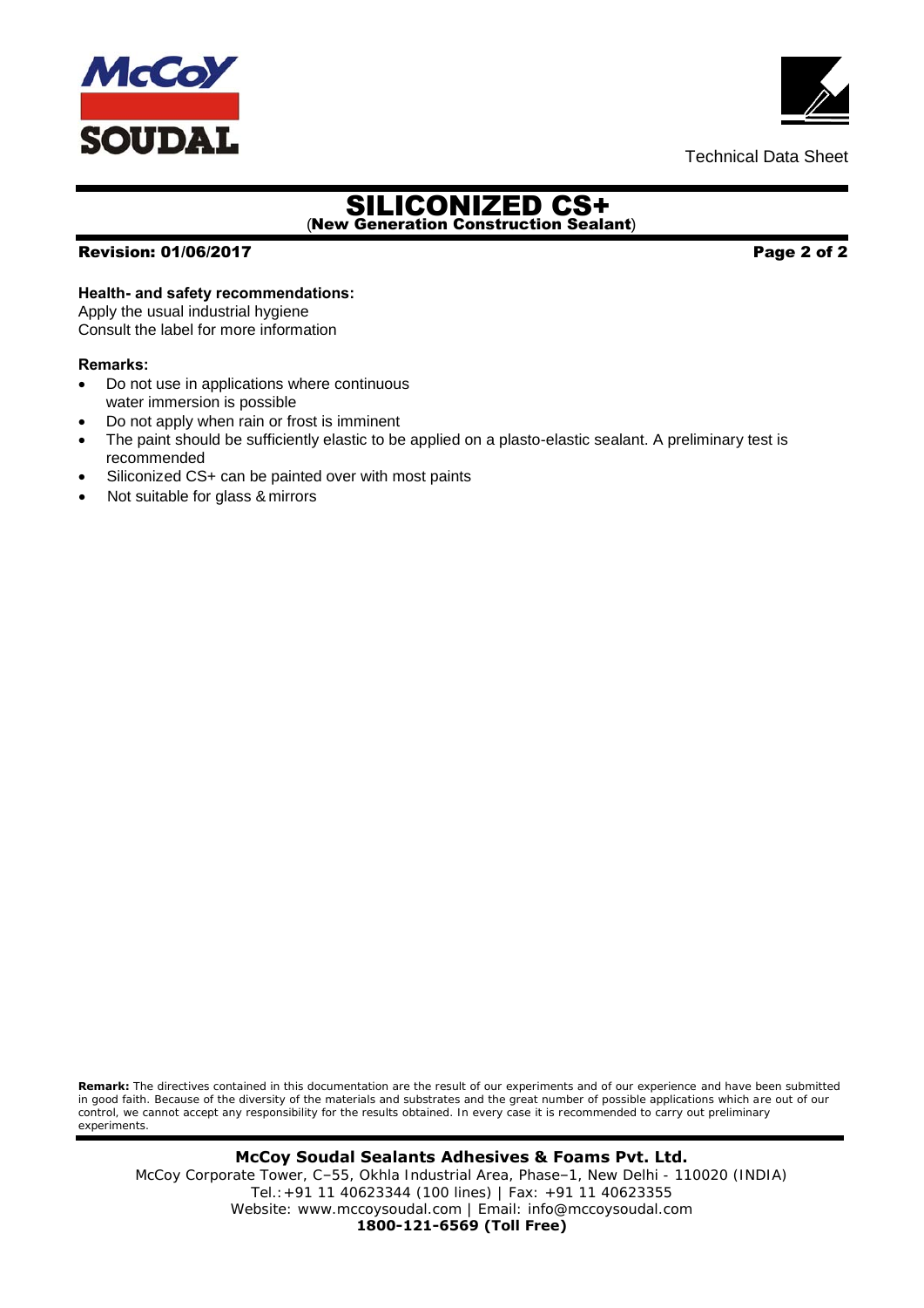**Health- and safety recommendations:**
Apply the usual industrial hygiene
Consult the label for more information

**Remarks:**

- Do not use in applications where continuous water immersion is possible
- Do not apply when rain or frost is imminent
- The paint should be sufficiently elastic to be applied on a plasto-elastic sealant. A preliminary test is recommended
- Siliconized CS+ can be painted over with most paints
- Not suitable for glass & mirrors

**Remark:** The directives contained in this documentation are the result of our experiments and of our experience and have been submitted in good faith. Because of the diversity of the materials and substrates and the great number of possible applications which are out of our control, we cannot accept any responsibility for the results obtained. In every case it is recommended to carry out preliminary experiments.

**McCoy Soudal Sealants Adhesives & Foams Pvt. Ltd.**
McCoy Corporate Tower, C–55, Okhla Industrial Area, Phase–1, New Delhi - 110020 (INDIA)
Tel.:+91 11 40623344 (100 lines) | Fax: +91 11 40623355
Website: www.mccoysoudal.com | Email: info@mccoysoudal.com
**1800-121-6569 (Toll Free)**